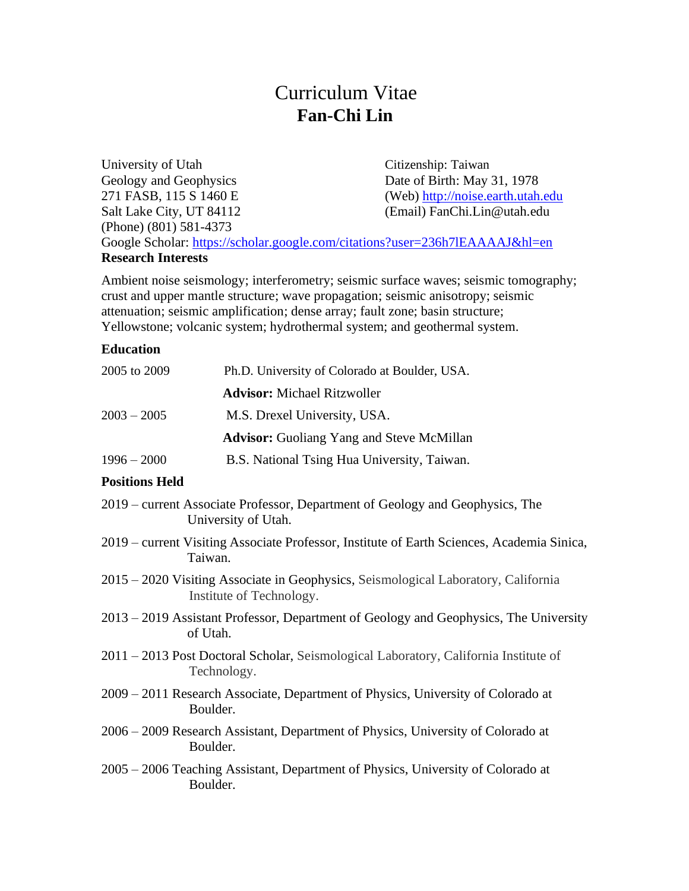# Curriculum Vitae
# **Fan-Chi Lin**

University of Utah
Geology and Geophysics
271 FASB, 115 S 1460 E
Salt Lake City, UT 84112
(Phone) (801) 581-4373

Citizenship: Taiwan
Date of Birth: May 31, 1978
(Web) http://noise.earth.utah.edu
(Email) FanChi.Lin@utah.edu

Google Scholar: https://scholar.google.com/citations?user=236h7lEAAAAJ&hl=en

## Research Interests

Ambient noise seismology; interferometry; seismic surface waves; seismic tomography; crust and upper mantle structure; wave propagation; seismic anisotropy; seismic attenuation; seismic amplification; dense array; fault zone; basin structure; Yellowstone; volcanic system; hydrothermal system; and geothermal system.

## Education

| | |
|---|---|
| 2005 to 2009 | Ph.D. University of Colorado at Boulder, USA. |
| | **Advisor:** Michael Ritzwoller |
| 2003 – 2005 | M.S. Drexel University, USA. |
| | **Advisor:** Guoliang Yang and Steve McMillan |
| 1996 – 2000 | B.S. National Tsing Hua University, Taiwan. |

## Positions Held

2019 – current Associate Professor, Department of Geology and Geophysics, The University of Utah.

2019 – current Visiting Associate Professor, Institute of Earth Sciences, Academia Sinica, Taiwan.

2015 – 2020 Visiting Associate in Geophysics, Seismological Laboratory, California Institute of Technology.

2013 – 2019 Assistant Professor, Department of Geology and Geophysics, The University of Utah.

2011 – 2013 Post Doctoral Scholar, Seismological Laboratory, California Institute of Technology.

2009 – 2011 Research Associate, Department of Physics, University of Colorado at Boulder.

2006 – 2009 Research Assistant, Department of Physics, University of Colorado at Boulder.

2005 – 2006 Teaching Assistant, Department of Physics, University of Colorado at Boulder.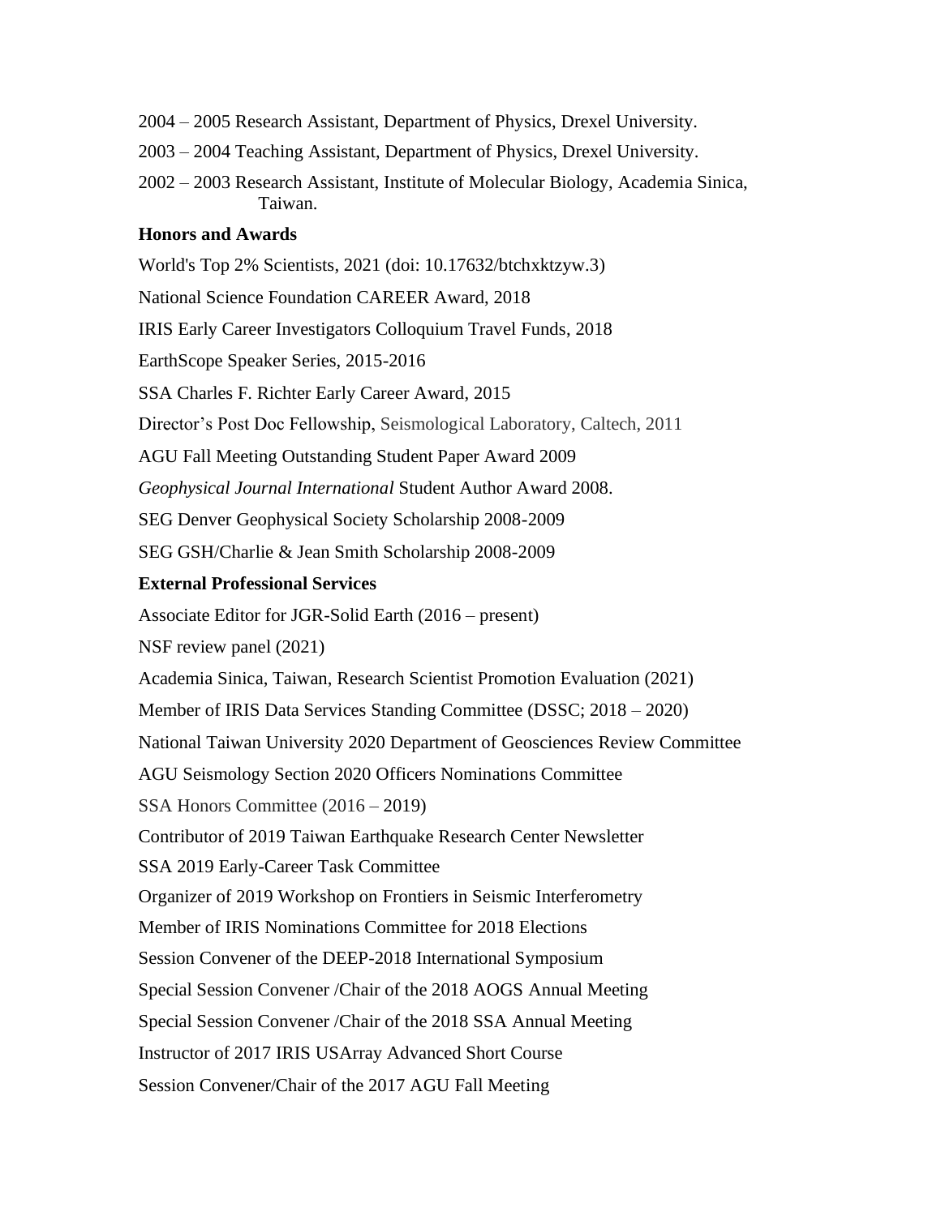2004 – 2005 Research Assistant, Department of Physics, Drexel University.

2003 – 2004 Teaching Assistant, Department of Physics, Drexel University.

2002 – 2003 Research Assistant, Institute of Molecular Biology, Academia Sinica, Taiwan.

**Honors and Awards**

World's Top 2% Scientists, 2021 (doi: 10.17632/btchxktzyw.3)

National Science Foundation CAREER Award, 2018

IRIS Early Career Investigators Colloquium Travel Funds, 2018

EarthScope Speaker Series, 2015-2016

SSA Charles F. Richter Early Career Award, 2015

Director's Post Doc Fellowship, Seismological Laboratory, Caltech, 2011

AGU Fall Meeting Outstanding Student Paper Award 2009

*Geophysical Journal International* Student Author Award 2008.

SEG Denver Geophysical Society Scholarship 2008-2009

SEG GSH/Charlie & Jean Smith Scholarship 2008-2009

**External Professional Services**

Associate Editor for JGR-Solid Earth (2016 – present)

NSF review panel (2021)

Academia Sinica, Taiwan, Research Scientist Promotion Evaluation (2021)

Member of IRIS Data Services Standing Committee (DSSC; 2018 – 2020)

National Taiwan University 2020 Department of Geosciences Review Committee

AGU Seismology Section 2020 Officers Nominations Committee

SSA Honors Committee (2016 – 2019)

Contributor of 2019 Taiwan Earthquake Research Center Newsletter

SSA 2019 Early-Career Task Committee

Organizer of 2019 Workshop on Frontiers in Seismic Interferometry

Member of IRIS Nominations Committee for 2018 Elections

Session Convener of the DEEP-2018 International Symposium

Special Session Convener /Chair of the 2018 AOGS Annual Meeting

Special Session Convener /Chair of the 2018 SSA Annual Meeting

Instructor of 2017 IRIS USArray Advanced Short Course

Session Convener/Chair of the 2017 AGU Fall Meeting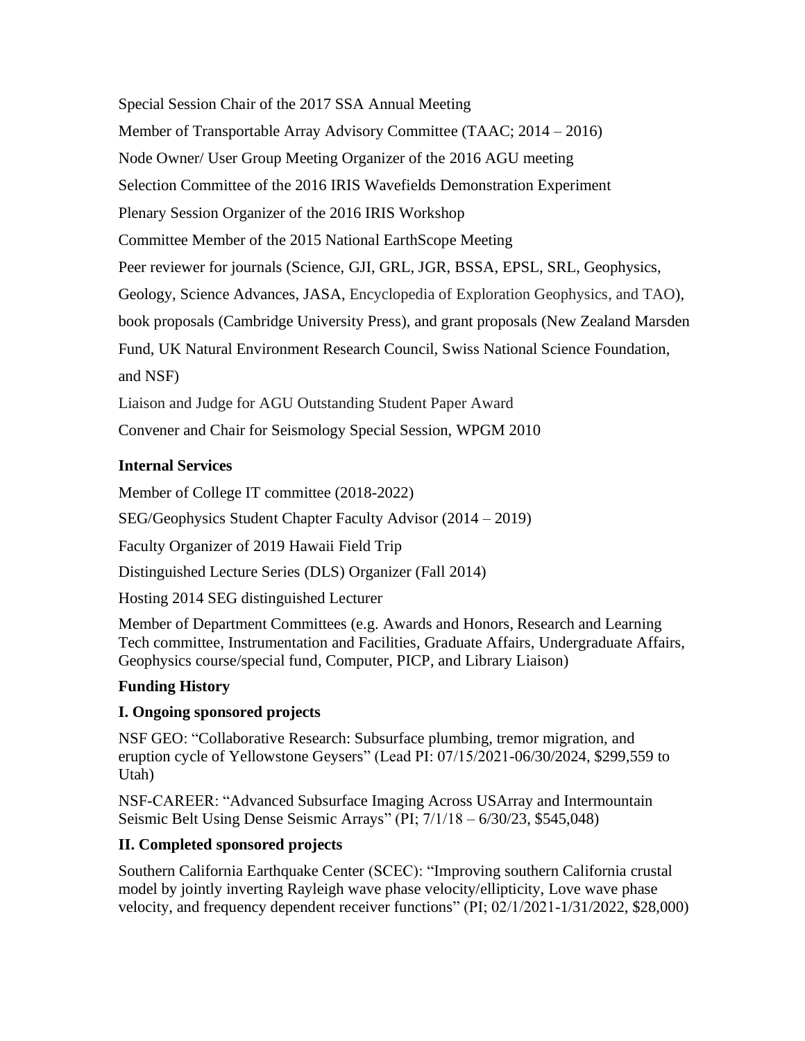Special Session Chair of the 2017 SSA Annual Meeting

Member of Transportable Array Advisory Committee (TAAC; 2014 – 2016)

Node Owner/ User Group Meeting Organizer of the 2016 AGU meeting

Selection Committee of the 2016 IRIS Wavefields Demonstration Experiment

Plenary Session Organizer of the 2016 IRIS Workshop

Committee Member of the 2015 National EarthScope Meeting

Peer reviewer for journals (Science, GJI, GRL, JGR, BSSA, EPSL, SRL, Geophysics, Geology, Science Advances, JASA, Encyclopedia of Exploration Geophysics, and TAO), book proposals (Cambridge University Press), and grant proposals (New Zealand Marsden Fund, UK Natural Environment Research Council, Swiss National Science Foundation, and NSF)

Liaison and Judge for AGU Outstanding Student Paper Award

Convener and Chair for Seismology Special Session, WPGM 2010

**Internal Services**

Member of College IT committee (2018-2022)

SEG/Geophysics Student Chapter Faculty Advisor (2014 – 2019)

Faculty Organizer of 2019 Hawaii Field Trip

Distinguished Lecture Series (DLS) Organizer (Fall 2014)

Hosting 2014 SEG distinguished Lecturer

Member of Department Committees (e.g. Awards and Honors, Research and Learning Tech committee, Instrumentation and Facilities, Graduate Affairs, Undergraduate Affairs, Geophysics course/special fund, Computer, PICP, and Library Liaison)

**Funding History**

**I. Ongoing sponsored projects**

NSF GEO: "Collaborative Research: Subsurface plumbing, tremor migration, and eruption cycle of Yellowstone Geysers" (Lead PI: 07/15/2021-06/30/2024, $299,559 to Utah)

NSF-CAREER: "Advanced Subsurface Imaging Across USArray and Intermountain Seismic Belt Using Dense Seismic Arrays" (PI; 7/1/18 – 6/30/23, $545,048)

**II. Completed sponsored projects**

Southern California Earthquake Center (SCEC): "Improving southern California crustal model by jointly inverting Rayleigh wave phase velocity/ellipticity, Love wave phase velocity, and frequency dependent receiver functions" (PI; 02/1/2021-1/31/2022, $28,000)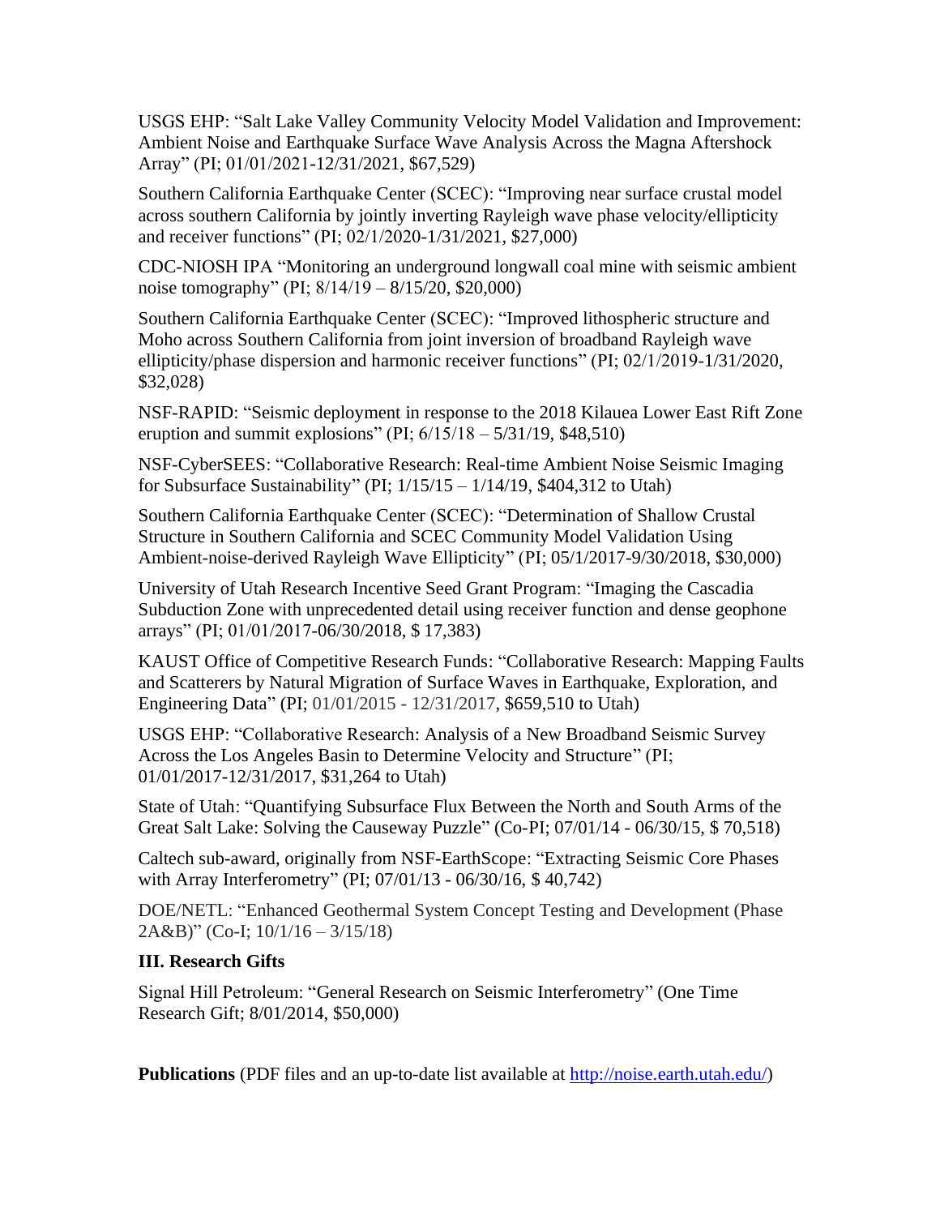USGS EHP: "Salt Lake Valley Community Velocity Model Validation and Improvement: Ambient Noise and Earthquake Surface Wave Analysis Across the Magna Aftershock Array" (PI; 01/01/2021-12/31/2021, $67,529)

Southern California Earthquake Center (SCEC): "Improving near surface crustal model across southern California by jointly inverting Rayleigh wave phase velocity/ellipticity and receiver functions" (PI; 02/1/2020-1/31/2021, $27,000)

CDC-NIOSH IPA "Monitoring an underground longwall coal mine with seismic ambient noise tomography" (PI; 8/14/19 – 8/15/20, $20,000)

Southern California Earthquake Center (SCEC): "Improved lithospheric structure and Moho across Southern California from joint inversion of broadband Rayleigh wave ellipticity/phase dispersion and harmonic receiver functions" (PI; 02/1/2019-1/31/2020, $32,028)

NSF-RAPID: "Seismic deployment in response to the 2018 Kilauea Lower East Rift Zone eruption and summit explosions" (PI; 6/15/18 – 5/31/19, $48,510)

NSF-CyberSEES: "Collaborative Research: Real-time Ambient Noise Seismic Imaging for Subsurface Sustainability" (PI; 1/15/15 – 1/14/19, $404,312 to Utah)

Southern California Earthquake Center (SCEC): "Determination of Shallow Crustal Structure in Southern California and SCEC Community Model Validation Using Ambient-noise-derived Rayleigh Wave Ellipticity" (PI; 05/1/2017-9/30/2018, $30,000)

University of Utah Research Incentive Seed Grant Program: "Imaging the Cascadia Subduction Zone with unprecedented detail using receiver function and dense geophone arrays" (PI; 01/01/2017-06/30/2018, $ 17,383)

KAUST Office of Competitive Research Funds: "Collaborative Research: Mapping Faults and Scatterers by Natural Migration of Surface Waves in Earthquake, Exploration, and Engineering Data" (PI; 01/01/2015 - 12/31/2017, $659,510 to Utah)

USGS EHP: "Collaborative Research: Analysis of a New Broadband Seismic Survey Across the Los Angeles Basin to Determine Velocity and Structure" (PI; 01/01/2017-12/31/2017, $31,264 to Utah)

State of Utah: "Quantifying Subsurface Flux Between the North and South Arms of the Great Salt Lake: Solving the Causeway Puzzle" (Co-PI; 07/01/14 - 06/30/15, $ 70,518)

Caltech sub-award, originally from NSF-EarthScope: "Extracting Seismic Core Phases with Array Interferometry" (PI; 07/01/13 - 06/30/16, $ 40,742)

DOE/NETL: "Enhanced Geothermal System Concept Testing and Development (Phase 2A&B)" (Co-I; 10/1/16 – 3/15/18)

### III. Research Gifts

Signal Hill Petroleum: "General Research on Seismic Interferometry" (One Time Research Gift; 8/01/2014, $50,000)

**Publications** (PDF files and an up-to-date list available at http://noise.earth.utah.edu/)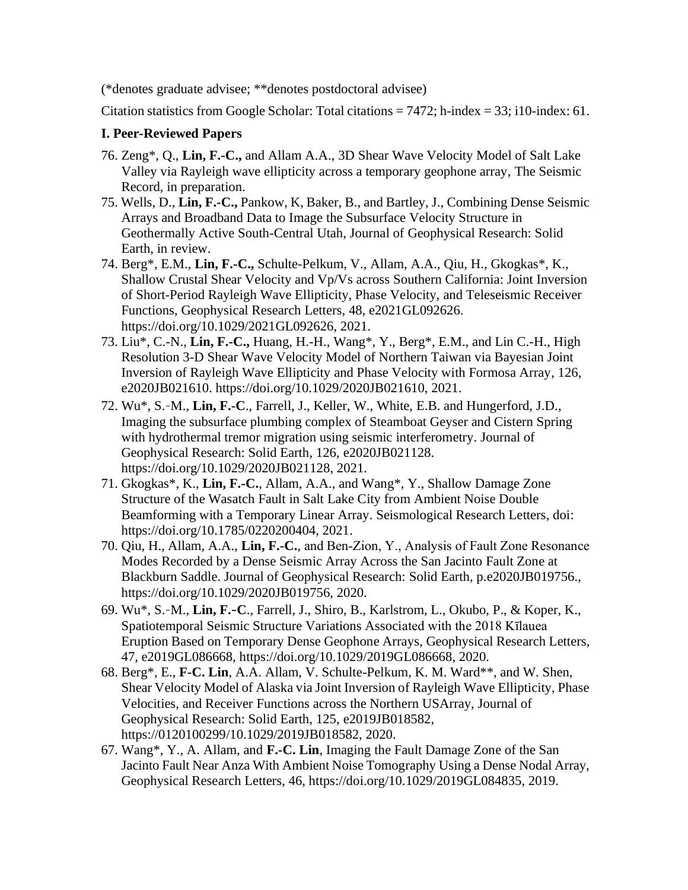(*denotes graduate advisee; **denotes postdoctoral advisee)

Citation statistics from Google Scholar: Total citations = 7472; h-index = 33; i10-index: 61.

### I. Peer-Reviewed Papers

76. Zeng*, Q., **Lin, F.-C.,** and Allam A.A., 3D Shear Wave Velocity Model of Salt Lake Valley via Rayleigh wave ellipticity across a temporary geophone array, The Seismic Record, in preparation.
75. Wells, D., **Lin, F.-C.,** Pankow, K, Baker, B., and Bartley, J., Combining Dense Seismic Arrays and Broadband Data to Image the Subsurface Velocity Structure in Geothermally Active South-Central Utah, Journal of Geophysical Research: Solid Earth, in review.
74. Berg*, E.M., **Lin, F.-C.,** Schulte-Pelkum, V., Allam, A.A., Qiu, H., Gkogkas*, K., Shallow Crustal Shear Velocity and Vp/Vs across Southern California: Joint Inversion of Short-Period Rayleigh Wave Ellipticity, Phase Velocity, and Teleseismic Receiver Functions, Geophysical Research Letters, 48, e2021GL092626. https://doi.org/10.1029/2021GL092626, 2021.
73. Liu*, C.-N., **Lin, F.-C.,** Huang, H.-H., Wang*, Y., Berg*, E.M., and Lin C.-H., High Resolution 3-D Shear Wave Velocity Model of Northern Taiwan via Bayesian Joint Inversion of Rayleigh Wave Ellipticity and Phase Velocity with Formosa Array, 126, e2020JB021610. https://doi.org/10.1029/2020JB021610, 2021.
72. Wu*, S.-M., **Lin, F.-C**., Farrell, J., Keller, W., White, E.B. and Hungerford, J.D., Imaging the subsurface plumbing complex of Steamboat Geyser and Cistern Spring with hydrothermal tremor migration using seismic interferometry. Journal of Geophysical Research: Solid Earth, 126, e2020JB021128. https://doi.org/10.1029/2020JB021128, 2021.
71. Gkogkas*, K., **Lin, F.-C.**, Allam, A.A., and Wang*, Y., Shallow Damage Zone Structure of the Wasatch Fault in Salt Lake City from Ambient Noise Double Beamforming with a Temporary Linear Array. Seismological Research Letters, doi: https://doi.org/10.1785/0220200404, 2021.
70. Qiu, H., Allam, A.A., **Lin, F.-C.**, and Ben-Zion, Y., Analysis of Fault Zone Resonance Modes Recorded by a Dense Seismic Array Across the San Jacinto Fault Zone at Blackburn Saddle. Journal of Geophysical Research: Solid Earth, p.e2020JB019756., https://doi.org/10.1029/2020JB019756, 2020.
69. Wu*, S.-M., **Lin, F.-C**., Farrell, J., Shiro, B., Karlstrom, L., Okubo, P., & Koper, K., Spatiotemporal Seismic Structure Variations Associated with the 2018 Kīlauea Eruption Based on Temporary Dense Geophone Arrays, Geophysical Research Letters, 47, e2019GL086668, https://doi.org/10.1029/2019GL086668, 2020.
68. Berg*, E., **F-C. Lin**, A.A. Allam, V. Schulte-Pelkum, K. M. Ward**, and W. Shen, Shear Velocity Model of Alaska via Joint Inversion of Rayleigh Wave Ellipticity, Phase Velocities, and Receiver Functions across the Northern USArray, Journal of Geophysical Research: Solid Earth, 125, e2019JB018582, https://0120100299/10.1029/2019JB018582, 2020.
67. Wang*, Y., A. Allam, and **F.-C. Lin**, Imaging the Fault Damage Zone of the San Jacinto Fault Near Anza With Ambient Noise Tomography Using a Dense Nodal Array, Geophysical Research Letters, 46, https://doi.org/10.1029/2019GL084835, 2019.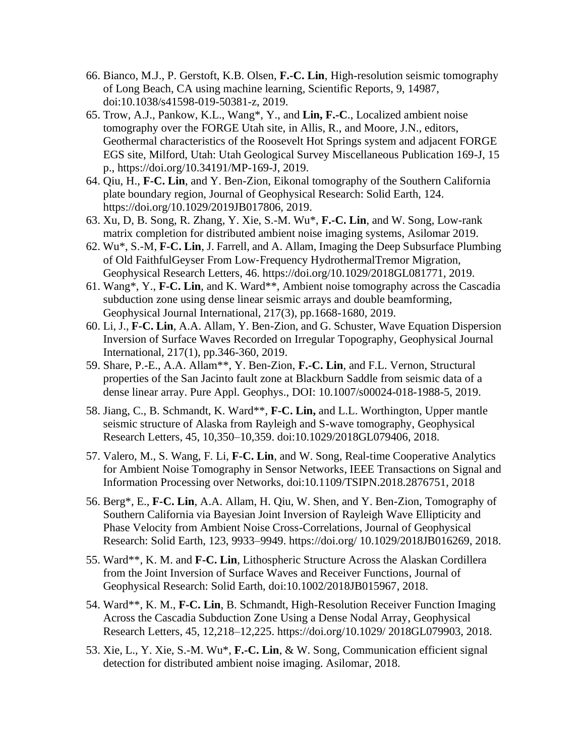66. Bianco, M.J., P. Gerstoft, K.B. Olsen, **F.-C. Lin**, High-resolution seismic tomography of Long Beach, CA using machine learning, Scientific Reports, 9, 14987, doi:10.1038/s41598-019-50381-z, 2019.
65. Trow, A.J., Pankow, K.L., Wang*, Y., and **Lin, F.-C**., Localized ambient noise tomography over the FORGE Utah site, in Allis, R., and Moore, J.N., editors, Geothermal characteristics of the Roosevelt Hot Springs system and adjacent FORGE EGS site, Milford, Utah: Utah Geological Survey Miscellaneous Publication 169-J, 15 p., https://doi.org/10.34191/MP-169-J, 2019.
64. Qiu, H., **F-C. Lin**, and Y. Ben-Zion, Eikonal tomography of the Southern California plate boundary region, Journal of Geophysical Research: Solid Earth, 124. https://doi.org/10.1029/2019JB017806, 2019.
63. Xu, D, B. Song, R. Zhang, Y. Xie, S.-M. Wu*, **F.-C. Lin**, and W. Song, Low-rank matrix completion for distributed ambient noise imaging systems, Asilomar 2019.
62. Wu*, S.-M, **F-C. Lin**, J. Farrell, and A. Allam, Imaging the Deep Subsurface Plumbing of Old FaithfulGeyser From Low-Frequency HydrothermalTremor Migration, Geophysical Research Letters, 46. https://doi.org/10.1029/2018GL081771, 2019.
61. Wang*, Y., **F.-C. Lin**, and K. Ward**, Ambient noise tomography across the Cascadia subduction zone using dense linear seismic arrays and double beamforming, Geophysical Journal International, 217(3), pp.1668-1680, 2019.
60. Li, J., **F-C. Lin**, A.A. Allam, Y. Ben-Zion, and G. Schuster, Wave Equation Dispersion Inversion of Surface Waves Recorded on Irregular Topography, Geophysical Journal International, 217(1), pp.346-360, 2019.
59. Share, P.-E., A.A. Allam**, Y. Ben-Zion, **F.-C. Lin**, and F.L. Vernon, Structural properties of the San Jacinto fault zone at Blackburn Saddle from seismic data of a dense linear array. Pure Appl. Geophys., DOI: 10.1007/s00024-018-1988-5, 2019.
58. Jiang, C., B. Schmandt, K. Ward**, **F-C. Lin,** and L.L. Worthington, Upper mantle seismic structure of Alaska from Rayleigh and S-wave tomography, Geophysical Research Letters, 45, 10,350–10,359. doi:10.1029/2018GL079406, 2018.
57. Valero, M., S. Wang, F. Li, **F-C. Lin**, and W. Song, Real-time Cooperative Analytics for Ambient Noise Tomography in Sensor Networks, IEEE Transactions on Signal and Information Processing over Networks, doi:10.1109/TSIPN.2018.2876751, 2018
56. Berg*, E., **F-C. Lin**, A.A. Allam, H. Qiu, W. Shen, and Y. Ben-Zion, Tomography of Southern California via Bayesian Joint Inversion of Rayleigh Wave Ellipticity and Phase Velocity from Ambient Noise Cross-Correlations, Journal of Geophysical Research: Solid Earth, 123, 9933–9949. https://doi.org/ 10.1029/2018JB016269, 2018.
55. Ward**, K. M. and **F-C. Lin**, Lithospheric Structure Across the Alaskan Cordillera from the Joint Inversion of Surface Waves and Receiver Functions, Journal of Geophysical Research: Solid Earth, doi:10.1002/2018JB015967, 2018.
54. Ward**, K. M., **F-C. Lin**, B. Schmandt, High-Resolution Receiver Function Imaging Across the Cascadia Subduction Zone Using a Dense Nodal Array, Geophysical Research Letters, 45, 12,218–12,225. https://doi.org/10.1029/ 2018GL079903, 2018.
53. Xie, L., Y. Xie, S.-M. Wu*, **F.-C. Lin**, & W. Song, Communication efficient signal detection for distributed ambient noise imaging. Asilomar, 2018.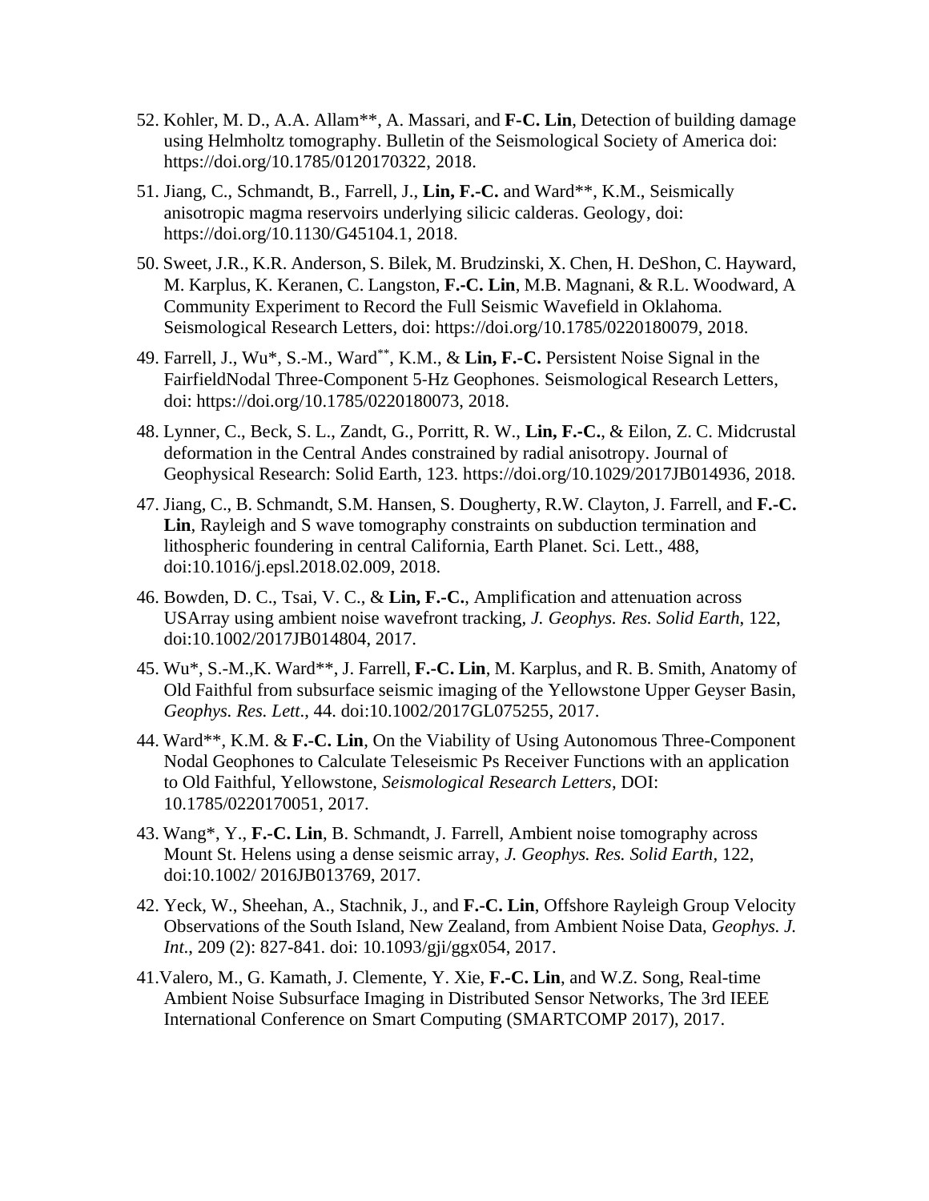52. Kohler, M. D., A.A. Allam**, A. Massari, and **F-C. Lin**, Detection of building damage using Helmholtz tomography. Bulletin of the Seismological Society of America doi: https://doi.org/10.1785/0120170322, 2018.

51. Jiang, C., Schmandt, B., Farrell, J., **Lin, F.-C.** and Ward**, K.M., Seismically anisotropic magma reservoirs underlying silicic calderas. Geology, doi: https://doi.org/10.1130/G45104.1, 2018.

50. Sweet, J.R., K.R. Anderson, S. Bilek, M. Brudzinski, X. Chen, H. DeShon, C. Hayward, M. Karplus, K. Keranen, C. Langston, **F.-C. Lin**, M.B. Magnani, & R.L. Woodward, A Community Experiment to Record the Full Seismic Wavefield in Oklahoma. Seismological Research Letters, doi: https://doi.org/10.1785/0220180079, 2018.

49. Farrell, J., Wu*, S.-M., Ward**, K.M., & **Lin, F.-C.** Persistent Noise Signal in the FairfieldNodal Three-Component 5-Hz Geophones. Seismological Research Letters, doi: https://doi.org/10.1785/0220180073, 2018.

48. Lynner, C., Beck, S. L., Zandt, G., Porritt, R. W., **Lin, F.-C.**, & Eilon, Z. C. Midcrustal deformation in the Central Andes constrained by radial anisotropy. Journal of Geophysical Research: Solid Earth, 123. https://doi.org/10.1029/2017JB014936, 2018.

47. Jiang, C., B. Schmandt, S.M. Hansen, S. Dougherty, R.W. Clayton, J. Farrell, and **F.-C. Lin**, Rayleigh and S wave tomography constraints on subduction termination and lithospheric foundering in central California, Earth Planet. Sci. Lett., 488, doi:10.1016/j.epsl.2018.02.009, 2018.

46. Bowden, D. C., Tsai, V. C., & **Lin, F.-C.**, Amplification and attenuation across USArray using ambient noise wavefront tracking, *J. Geophys. Res. Solid Earth*, 122, doi:10.1002/2017JB014804, 2017.

45. Wu*, S.-M.,K. Ward**, J. Farrell, **F.-C. Lin**, M. Karplus, and R. B. Smith, Anatomy of Old Faithful from subsurface seismic imaging of the Yellowstone Upper Geyser Basin, *Geophys. Res. Lett*., 44. doi:10.1002/2017GL075255, 2017.

44. Ward**, K.M. & **F.-C. Lin**, On the Viability of Using Autonomous Three-Component Nodal Geophones to Calculate Teleseismic Ps Receiver Functions with an application to Old Faithful, Yellowstone, *Seismological Research Letters*, DOI: 10.1785/0220170051, 2017.

43. Wang*, Y., **F.-C. Lin**, B. Schmandt, J. Farrell, Ambient noise tomography across Mount St. Helens using a dense seismic array, *J. Geophys. Res. Solid Earth*, 122, doi:10.1002/ 2016JB013769, 2017.

42. Yeck, W., Sheehan, A., Stachnik, J., and **F.-C. Lin**, Offshore Rayleigh Group Velocity Observations of the South Island, New Zealand, from Ambient Noise Data, *Geophys. J. Int*., 209 (2): 827-841. doi: 10.1093/gji/ggx054, 2017.

41. Valero, M., G. Kamath, J. Clemente, Y. Xie, **F.-C. Lin**, and W.Z. Song, Real-time Ambient Noise Subsurface Imaging in Distributed Sensor Networks, The 3rd IEEE International Conference on Smart Computing (SMARTCOMP 2017), 2017.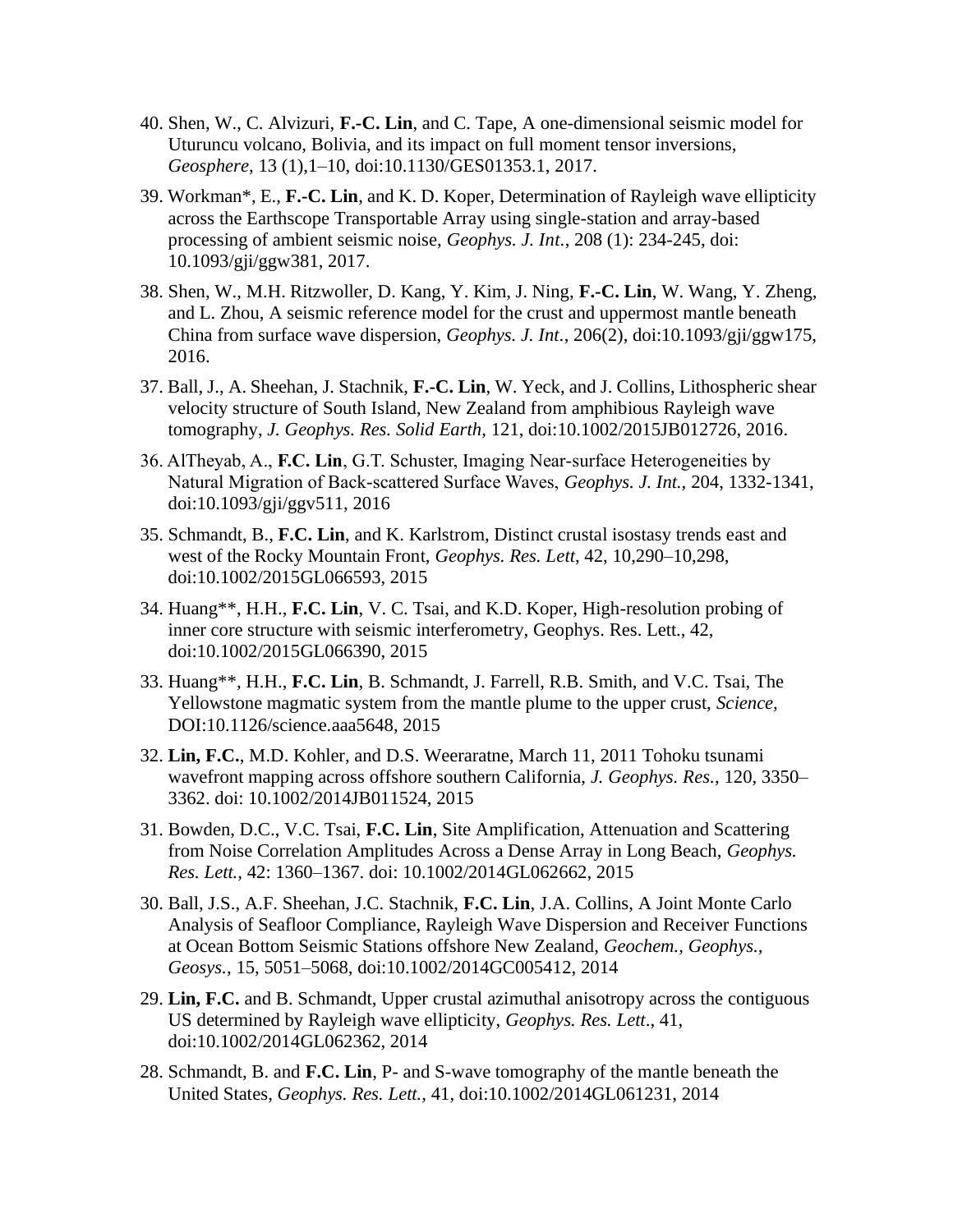40. Shen, W., C. Alvizuri, **F.-C. Lin**, and C. Tape, A one-dimensional seismic model for Uturuncu volcano, Bolivia, and its impact on full moment tensor inversions, *Geosphere*, 13 (1),1–10, doi:10.1130/GES01353.1, 2017.

39. Workman*, E., **F.-C. Lin**, and K. D. Koper, Determination of Rayleigh wave ellipticity across the Earthscope Transportable Array using single-station and array-based processing of ambient seismic noise, *Geophys. J. Int*., 208 (1): 234-245, doi: 10.1093/gji/ggw381, 2017.

38. Shen, W., M.H. Ritzwoller, D. Kang, Y. Kim, J. Ning, **F.-C. Lin**, W. Wang, Y. Zheng, and L. Zhou, A seismic reference model for the crust and uppermost mantle beneath China from surface wave dispersion, *Geophys. J. Int*., 206(2), doi:10.1093/gji/ggw175, 2016.

37. Ball, J., A. Sheehan, J. Stachnik, **F.-C. Lin**, W. Yeck, and J. Collins, Lithospheric shear velocity structure of South Island, New Zealand from amphibious Rayleigh wave tomography, *J. Geophys. Res. Solid Earth*, 121, doi:10.1002/2015JB012726, 2016.

36. AlTheyab, A., **F.C. Lin**, G.T. Schuster, Imaging Near-surface Heterogeneities by Natural Migration of Back-scattered Surface Waves, *Geophys. J. Int.*, 204, 1332-1341, doi:10.1093/gji/ggv511, 2016

35. Schmandt, B., **F.C. Lin**, and K. Karlstrom, Distinct crustal isostasy trends east and west of the Rocky Mountain Front, *Geophys. Res. Lett*, 42, 10,290–10,298, doi:10.1002/2015GL066593, 2015

34. Huang**, H.H., **F.C. Lin**, V. C. Tsai, and K.D. Koper, High-resolution probing of inner core structure with seismic interferometry, Geophys. Res. Lett., 42, doi:10.1002/2015GL066390, 2015

33. Huang**, H.H., **F.C. Lin**, B. Schmandt, J. Farrell, R.B. Smith, and V.C. Tsai, The Yellowstone magmatic system from the mantle plume to the upper crust, *Science*, DOI:10.1126/science.aaa5648, 2015

32. **Lin, F.C.**, M.D. Kohler, and D.S. Weeraratne, March 11, 2011 Tohoku tsunami wavefront mapping across offshore southern California, *J. Geophys. Res.*, 120, 3350–3362. doi: 10.1002/2014JB011524, 2015

31. Bowden, D.C., V.C. Tsai, **F.C. Lin**, Site Amplification, Attenuation and Scattering from Noise Correlation Amplitudes Across a Dense Array in Long Beach, *Geophys. Res. Lett.*, 42: 1360–1367. doi: 10.1002/2014GL062662, 2015

30. Ball, J.S., A.F. Sheehan, J.C. Stachnik, **F.C. Lin**, J.A. Collins, A Joint Monte Carlo Analysis of Seafloor Compliance, Rayleigh Wave Dispersion and Receiver Functions at Ocean Bottom Seismic Stations offshore New Zealand, *Geochem., Geophys., Geosys.*, 15, 5051–5068, doi:10.1002/2014GC005412, 2014

29. **Lin, F.C.** and B. Schmandt, Upper crustal azimuthal anisotropy across the contiguous US determined by Rayleigh wave ellipticity, *Geophys. Res. Lett*., 41, doi:10.1002/2014GL062362, 2014

28. Schmandt, B. and **F.C. Lin**, P- and S-wave tomography of the mantle beneath the United States, *Geophys. Res. Lett.*, 41, doi:10.1002/2014GL061231, 2014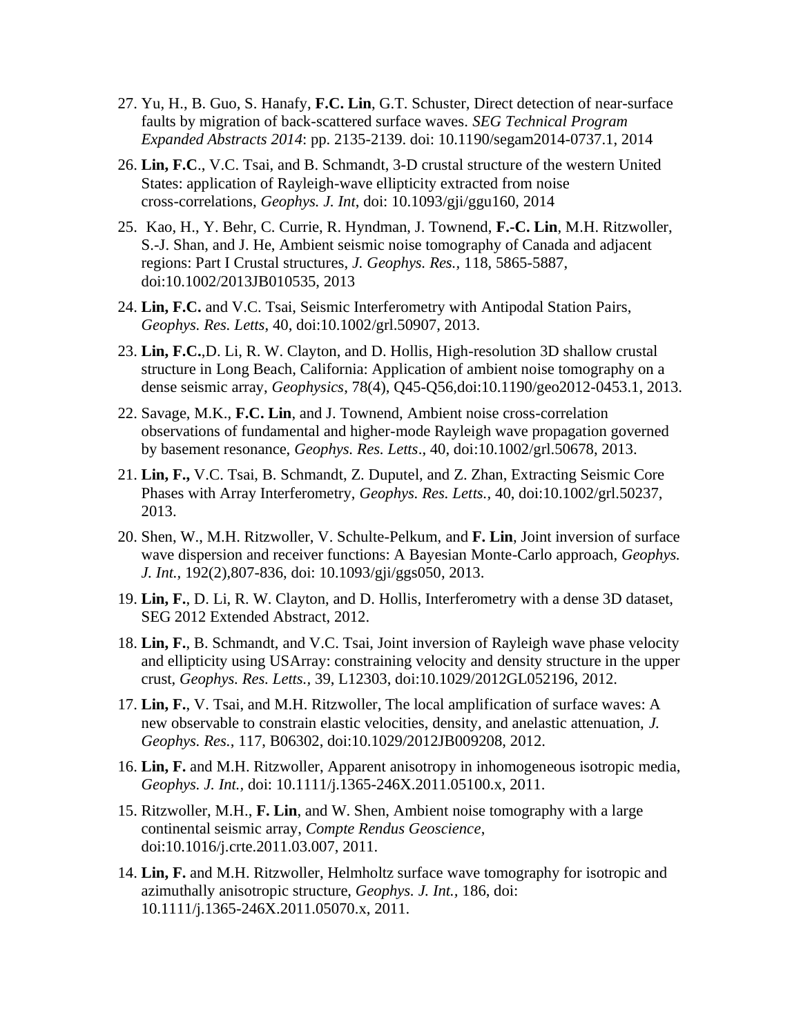27. Yu, H., B. Guo, S. Hanafy, **F.C. Lin**, G.T. Schuster, Direct detection of near-surface faults by migration of back-scattered surface waves. *SEG Technical Program Expanded Abstracts 2014*: pp. 2135-2139. doi: 10.1190/segam2014-0737.1, 2014

26. **Lin, F.C**., V.C. Tsai, and B. Schmandt, 3-D crustal structure of the western United States: application of Rayleigh-wave ellipticity extracted from noise cross-correlations, *Geophys. J. Int*, doi: 10.1093/gji/ggu160, 2014

25. Kao, H., Y. Behr, C. Currie, R. Hyndman, J. Townend, **F.-C. Lin**, M.H. Ritzwoller, S.-J. Shan, and J. He, Ambient seismic noise tomography of Canada and adjacent regions: Part I Crustal structures, *J. Geophys. Res.*, 118, 5865-5887, doi:10.1002/2013JB010535, 2013

24. **Lin, F.C.** and V.C. Tsai, Seismic Interferometry with Antipodal Station Pairs, *Geophys. Res. Letts*, 40, doi:10.1002/grl.50907, 2013.

23. **Lin, F.C.**,D. Li, R. W. Clayton, and D. Hollis, High-resolution 3D shallow crustal structure in Long Beach, California: Application of ambient noise tomography on a dense seismic array, *Geophysics*, 78(4), Q45-Q56,doi:10.1190/geo2012-0453.1, 2013.

22. Savage, M.K., **F.C. Lin**, and J. Townend, Ambient noise cross-correlation observations of fundamental and higher-mode Rayleigh wave propagation governed by basement resonance, *Geophys. Res. Letts*., 40, doi:10.1002/grl.50678, 2013.

21. **Lin, F.,** V.C. Tsai, B. Schmandt, Z. Duputel, and Z. Zhan, Extracting Seismic Core Phases with Array Interferometry, *Geophys. Res. Letts.,* 40, doi:10.1002/grl.50237, 2013.

20. Shen, W., M.H. Ritzwoller, V. Schulte-Pelkum, and **F. Lin**, Joint inversion of surface wave dispersion and receiver functions: A Bayesian Monte-Carlo approach, *Geophys. J. Int.,* 192(2),807-836, doi: 10.1093/gji/ggs050, 2013.

19. **Lin, F.**, D. Li, R. W. Clayton, and D. Hollis, Interferometry with a dense 3D dataset, SEG 2012 Extended Abstract, 2012.

18. **Lin, F.**, B. Schmandt, and V.C. Tsai, Joint inversion of Rayleigh wave phase velocity and ellipticity using USArray: constraining velocity and density structure in the upper crust, *Geophys. Res. Letts.,* 39, L12303, doi:10.1029/2012GL052196, 2012.

17. **Lin, F.**, V. Tsai, and M.H. Ritzwoller, The local amplification of surface waves: A new observable to constrain elastic velocities, density, and anelastic attenuation, *J. Geophys. Res.,* 117, B06302, doi:10.1029/2012JB009208, 2012.

16. **Lin, F.** and M.H. Ritzwoller, Apparent anisotropy in inhomogeneous isotropic media, *Geophys. J. Int.,* doi: 10.1111/j.1365-246X.2011.05100.x, 2011.

15. Ritzwoller, M.H., **F. Lin**, and W. Shen, Ambient noise tomography with a large continental seismic array, *Compte Rendus Geoscience*, doi:10.1016/j.crte.2011.03.007, 2011.

14. **Lin, F.** and M.H. Ritzwoller, Helmholtz surface wave tomography for isotropic and azimuthally anisotropic structure, *Geophys. J. Int.,* 186, doi: 10.1111/j.1365-246X.2011.05070.x, 2011.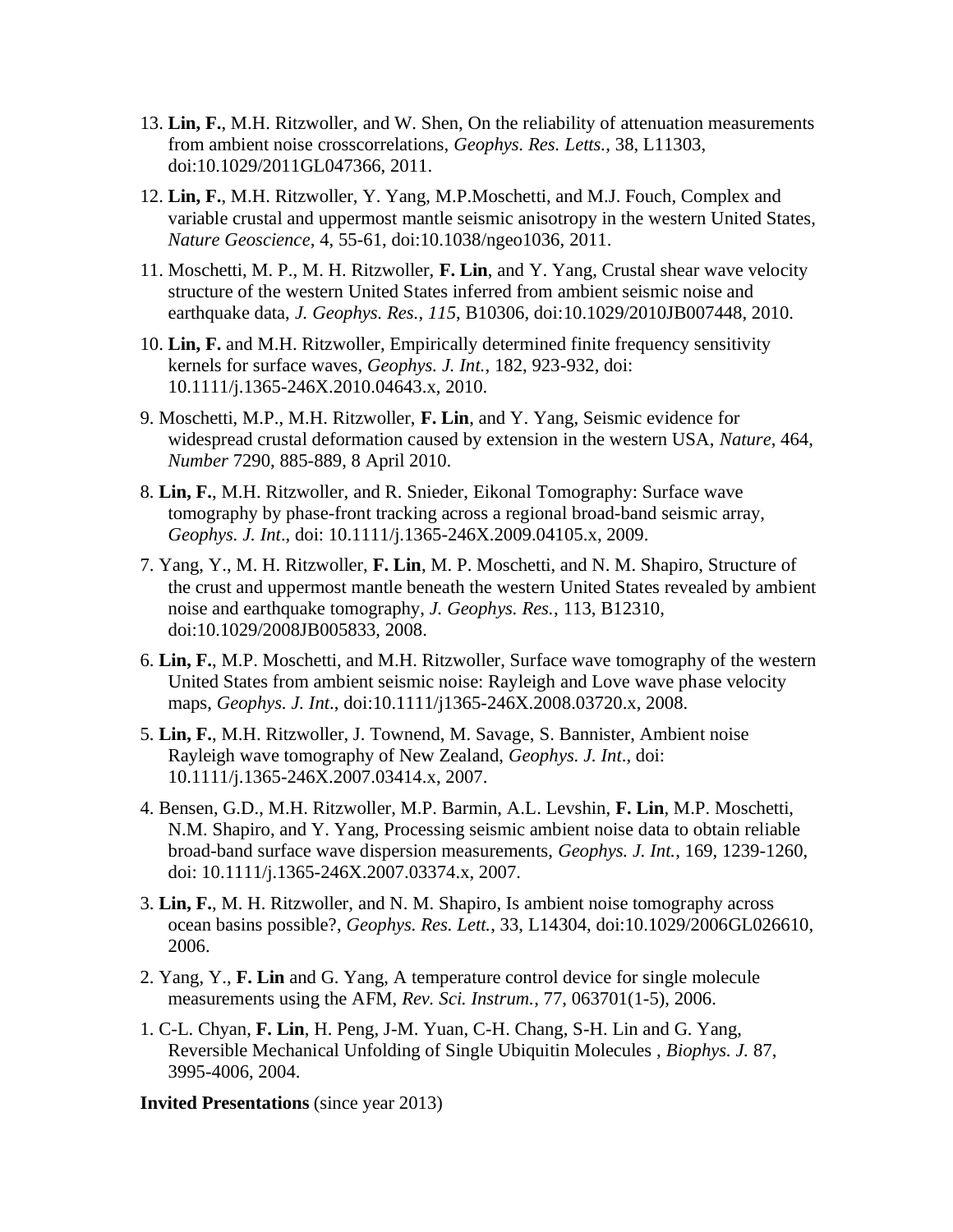13. **Lin, F.**, M.H. Ritzwoller, and W. Shen, On the reliability of attenuation measurements from ambient noise crosscorrelations, *Geophys. Res. Letts.*, 38, L11303, doi:10.1029/2011GL047366, 2011.

12. **Lin, F.**, M.H. Ritzwoller, Y. Yang, M.P.Moschetti, and M.J. Fouch, Complex and variable crustal and uppermost mantle seismic anisotropy in the western United States, *Nature Geoscience*, 4, 55-61, doi:10.1038/ngeo1036, 2011.

11. Moschetti, M. P., M. H. Ritzwoller, **F. Lin**, and Y. Yang, Crustal shear wave velocity structure of the western United States inferred from ambient seismic noise and earthquake data, *J. Geophys. Res.*, *115*, B10306, doi:10.1029/2010JB007448, 2010.

10. **Lin, F.** and M.H. Ritzwoller, Empirically determined finite frequency sensitivity kernels for surface waves, *Geophys. J. Int.*, 182, 923-932, doi: 10.1111/j.1365-246X.2010.04643.x, 2010.

9. Moschetti, M.P., M.H. Ritzwoller, **F. Lin**, and Y. Yang, Seismic evidence for widespread crustal deformation caused by extension in the western USA, *Nature*, 464, *Number* 7290, 885-889, 8 April 2010.

8. **Lin, F.**, M.H. Ritzwoller, and R. Snieder, Eikonal Tomography: Surface wave tomography by phase-front tracking across a regional broad-band seismic array, *Geophys. J. Int*., doi: 10.1111/j.1365-246X.2009.04105.x, 2009.

7. Yang, Y., M. H. Ritzwoller, **F. Lin**, M. P. Moschetti, and N. M. Shapiro, Structure of the crust and uppermost mantle beneath the western United States revealed by ambient noise and earthquake tomography, *J. Geophys. Res.*, 113, B12310, doi:10.1029/2008JB005833, 2008.

6. **Lin, F.**, M.P. Moschetti, and M.H. Ritzwoller, Surface wave tomography of the western United States from ambient seismic noise: Rayleigh and Love wave phase velocity maps, *Geophys. J. Int*., doi:10.1111/j1365-246X.2008.03720.x, 2008.

5. **Lin, F.**, M.H. Ritzwoller, J. Townend, M. Savage, S. Bannister, Ambient noise Rayleigh wave tomography of New Zealand, *Geophys. J. Int*., doi: 10.1111/j.1365-246X.2007.03414.x, 2007.

4. Bensen, G.D., M.H. Ritzwoller, M.P. Barmin, A.L. Levshin, **F. Lin**, M.P. Moschetti, N.M. Shapiro, and Y. Yang, Processing seismic ambient noise data to obtain reliable broad-band surface wave dispersion measurements, *Geophys. J. Int.*, 169, 1239-1260, doi: 10.1111/j.1365-246X.2007.03374.x, 2007.

3. **Lin, F.**, M. H. Ritzwoller, and N. M. Shapiro, Is ambient noise tomography across ocean basins possible?, *Geophys. Res. Lett.*, 33, L14304, doi:10.1029/2006GL026610, 2006.

2. Yang, Y., **F. Lin** and G. Yang, A temperature control device for single molecule measurements using the AFM, *Rev. Sci. Instrum.*, 77, 063701(1-5), 2006.

1. C-L. Chyan, **F. Lin**, H. Peng, J-M. Yuan, C-H. Chang, S-H. Lin and G. Yang, Reversible Mechanical Unfolding of Single Ubiquitin Molecules , *Biophys. J.* 87, 3995-4006, 2004.

**Invited Presentations** (since year 2013)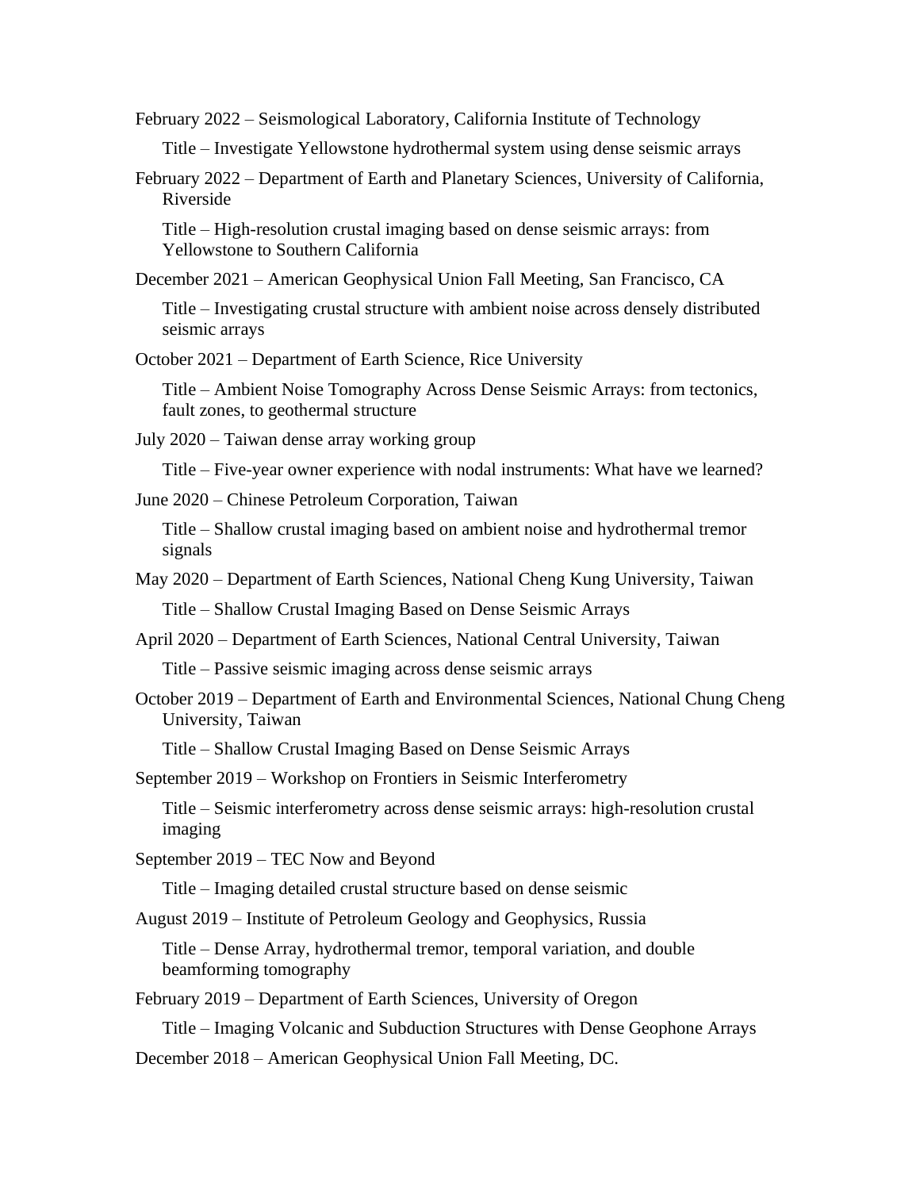February 2022 – Seismological Laboratory, California Institute of Technology

Title – Investigate Yellowstone hydrothermal system using dense seismic arrays

February 2022 – Department of Earth and Planetary Sciences, University of California, Riverside

Title – High-resolution crustal imaging based on dense seismic arrays: from Yellowstone to Southern California

December 2021 – American Geophysical Union Fall Meeting, San Francisco, CA

Title – Investigating crustal structure with ambient noise across densely distributed seismic arrays

October 2021 – Department of Earth Science, Rice University

Title – Ambient Noise Tomography Across Dense Seismic Arrays: from tectonics, fault zones, to geothermal structure

July 2020 – Taiwan dense array working group

Title – Five-year owner experience with nodal instruments: What have we learned?

June 2020 – Chinese Petroleum Corporation, Taiwan

Title – Shallow crustal imaging based on ambient noise and hydrothermal tremor signals

May 2020 – Department of Earth Sciences, National Cheng Kung University, Taiwan

Title – Shallow Crustal Imaging Based on Dense Seismic Arrays

April 2020 – Department of Earth Sciences, National Central University, Taiwan

Title – Passive seismic imaging across dense seismic arrays

October 2019 – Department of Earth and Environmental Sciences, National Chung Cheng University, Taiwan

Title – Shallow Crustal Imaging Based on Dense Seismic Arrays

September 2019 – Workshop on Frontiers in Seismic Interferometry

Title – Seismic interferometry across dense seismic arrays: high-resolution crustal imaging

September 2019 – TEC Now and Beyond

Title – Imaging detailed crustal structure based on dense seismic

August 2019 – Institute of Petroleum Geology and Geophysics, Russia

Title – Dense Array, hydrothermal tremor, temporal variation, and double beamforming tomography

February 2019 – Department of Earth Sciences, University of Oregon

Title – Imaging Volcanic and Subduction Structures with Dense Geophone Arrays

December 2018 – American Geophysical Union Fall Meeting, DC.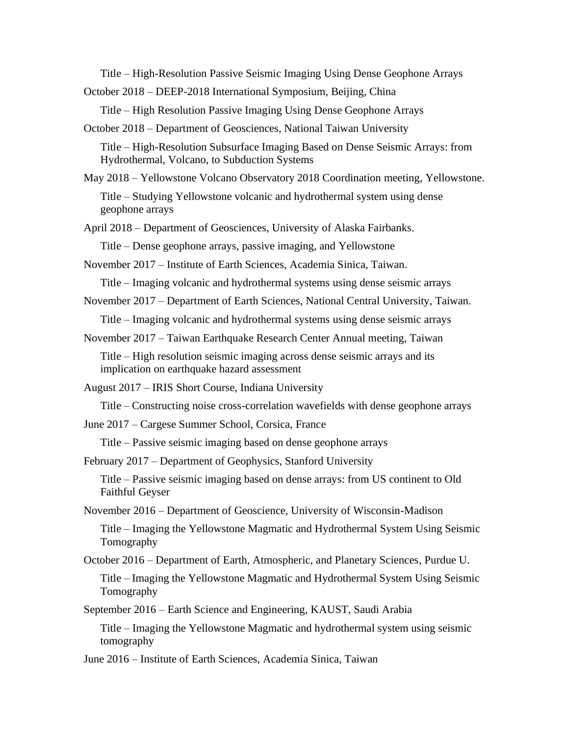Title – High-Resolution Passive Seismic Imaging Using Dense Geophone Arrays

October 2018 – DEEP-2018 International Symposium, Beijing, China

Title – High Resolution Passive Imaging Using Dense Geophone Arrays

October 2018 – Department of Geosciences, National Taiwan University

Title – High-Resolution Subsurface Imaging Based on Dense Seismic Arrays: from Hydrothermal, Volcano, to Subduction Systems

May 2018 – Yellowstone Volcano Observatory 2018 Coordination meeting, Yellowstone.

Title – Studying Yellowstone volcanic and hydrothermal system using dense geophone arrays

April 2018 – Department of Geosciences, University of Alaska Fairbanks.

Title – Dense geophone arrays, passive imaging, and Yellowstone

November 2017 – Institute of Earth Sciences, Academia Sinica, Taiwan.

Title – Imaging volcanic and hydrothermal systems using dense seismic arrays

November 2017 – Department of Earth Sciences, National Central University, Taiwan.

Title – Imaging volcanic and hydrothermal systems using dense seismic arrays

November 2017 – Taiwan Earthquake Research Center Annual meeting, Taiwan

Title – High resolution seismic imaging across dense seismic arrays and its implication on earthquake hazard assessment

August 2017 – IRIS Short Course, Indiana University

Title – Constructing noise cross-correlation wavefields with dense geophone arrays

June 2017 – Cargese Summer School, Corsica, France

Title – Passive seismic imaging based on dense geophone arrays

February 2017 – Department of Geophysics, Stanford University

Title – Passive seismic imaging based on dense arrays: from US continent to Old Faithful Geyser

November 2016 – Department of Geoscience, University of Wisconsin-Madison

Title – Imaging the Yellowstone Magmatic and Hydrothermal System Using Seismic Tomography

October 2016 – Department of Earth, Atmospheric, and Planetary Sciences, Purdue U.

Title – Imaging the Yellowstone Magmatic and Hydrothermal System Using Seismic Tomography

September 2016 – Earth Science and Engineering, KAUST, Saudi Arabia

Title – Imaging the Yellowstone Magmatic and hydrothermal system using seismic tomography

June 2016 – Institute of Earth Sciences, Academia Sinica, Taiwan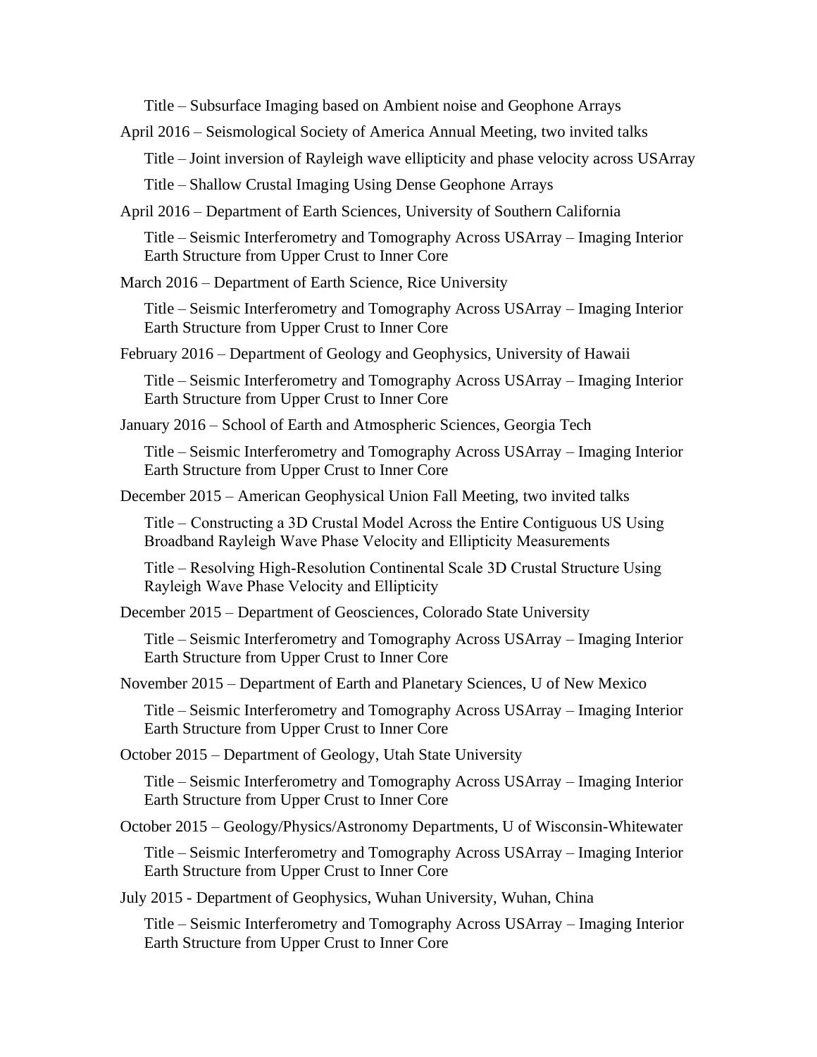Title – Subsurface Imaging based on Ambient noise and Geophone Arrays

April 2016 – Seismological Society of America Annual Meeting, two invited talks

Title – Joint inversion of Rayleigh wave ellipticity and phase velocity across USArray

Title – Shallow Crustal Imaging Using Dense Geophone Arrays

April 2016 – Department of Earth Sciences, University of Southern California

Title – Seismic Interferometry and Tomography Across USArray – Imaging Interior Earth Structure from Upper Crust to Inner Core

March 2016 – Department of Earth Science, Rice University

Title – Seismic Interferometry and Tomography Across USArray – Imaging Interior Earth Structure from Upper Crust to Inner Core

February 2016 – Department of Geology and Geophysics, University of Hawaii

Title – Seismic Interferometry and Tomography Across USArray – Imaging Interior Earth Structure from Upper Crust to Inner Core

January 2016 – School of Earth and Atmospheric Sciences, Georgia Tech

Title – Seismic Interferometry and Tomography Across USArray – Imaging Interior Earth Structure from Upper Crust to Inner Core

December 2015 – American Geophysical Union Fall Meeting, two invited talks

Title – Constructing a 3D Crustal Model Across the Entire Contiguous US Using Broadband Rayleigh Wave Phase Velocity and Ellipticity Measurements

Title – Resolving High-Resolution Continental Scale 3D Crustal Structure Using Rayleigh Wave Phase Velocity and Ellipticity

December 2015 – Department of Geosciences, Colorado State University

Title – Seismic Interferometry and Tomography Across USArray – Imaging Interior Earth Structure from Upper Crust to Inner Core

November 2015 – Department of Earth and Planetary Sciences, U of New Mexico

Title – Seismic Interferometry and Tomography Across USArray – Imaging Interior Earth Structure from Upper Crust to Inner Core

October 2015 – Department of Geology, Utah State University

Title – Seismic Interferometry and Tomography Across USArray – Imaging Interior Earth Structure from Upper Crust to Inner Core

October 2015 – Geology/Physics/Astronomy Departments, U of Wisconsin-Whitewater

Title – Seismic Interferometry and Tomography Across USArray – Imaging Interior Earth Structure from Upper Crust to Inner Core

July 2015 - Department of Geophysics, Wuhan University, Wuhan, China

Title – Seismic Interferometry and Tomography Across USArray – Imaging Interior Earth Structure from Upper Crust to Inner Core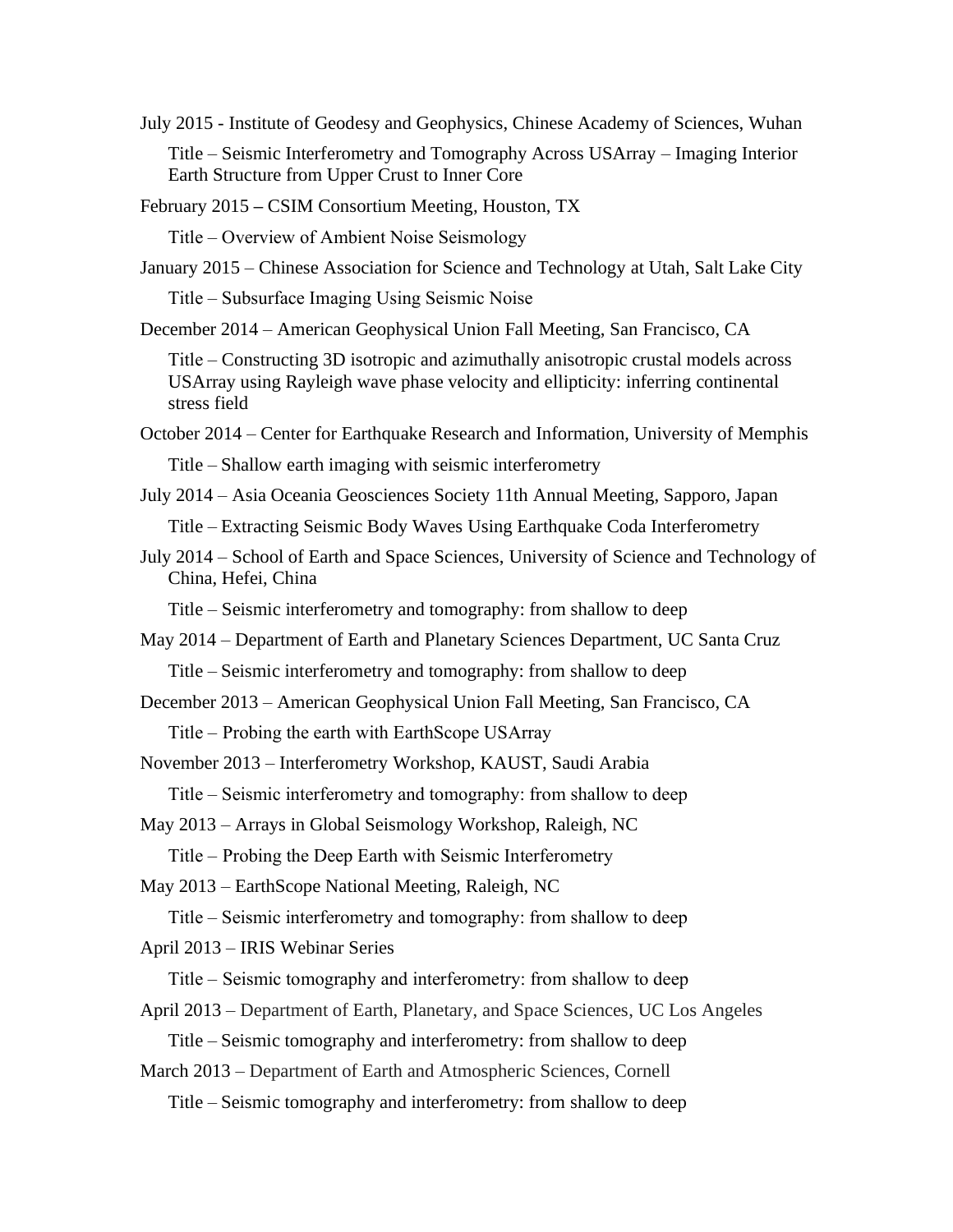July 2015 - Institute of Geodesy and Geophysics, Chinese Academy of Sciences, Wuhan

Title – Seismic Interferometry and Tomography Across USArray – Imaging Interior Earth Structure from Upper Crust to Inner Core

February 2015 – CSIM Consortium Meeting, Houston, TX

Title – Overview of Ambient Noise Seismology

January 2015 – Chinese Association for Science and Technology at Utah, Salt Lake City

Title – Subsurface Imaging Using Seismic Noise

December 2014 – American Geophysical Union Fall Meeting, San Francisco, CA

Title – Constructing 3D isotropic and azimuthally anisotropic crustal models across USArray using Rayleigh wave phase velocity and ellipticity: inferring continental stress field

October 2014 – Center for Earthquake Research and Information, University of Memphis

Title – Shallow earth imaging with seismic interferometry

July 2014 – Asia Oceania Geosciences Society 11th Annual Meeting, Sapporo, Japan

Title – Extracting Seismic Body Waves Using Earthquake Coda Interferometry

July 2014 – School of Earth and Space Sciences, University of Science and Technology of China, Hefei, China

Title – Seismic interferometry and tomography: from shallow to deep

May 2014 – Department of Earth and Planetary Sciences Department, UC Santa Cruz

Title – Seismic interferometry and tomography: from shallow to deep

December 2013 – American Geophysical Union Fall Meeting, San Francisco, CA

Title – Probing the earth with EarthScope USArray

November 2013 – Interferometry Workshop, KAUST, Saudi Arabia

Title – Seismic interferometry and tomography: from shallow to deep

May 2013 – Arrays in Global Seismology Workshop, Raleigh, NC

Title – Probing the Deep Earth with Seismic Interferometry

May 2013 – EarthScope National Meeting, Raleigh, NC

Title – Seismic interferometry and tomography: from shallow to deep

April 2013 – IRIS Webinar Series

Title – Seismic tomography and interferometry: from shallow to deep

April 2013 – Department of Earth, Planetary, and Space Sciences, UC Los Angeles

Title – Seismic tomography and interferometry: from shallow to deep

March 2013 – Department of Earth and Atmospheric Sciences, Cornell

Title – Seismic tomography and interferometry: from shallow to deep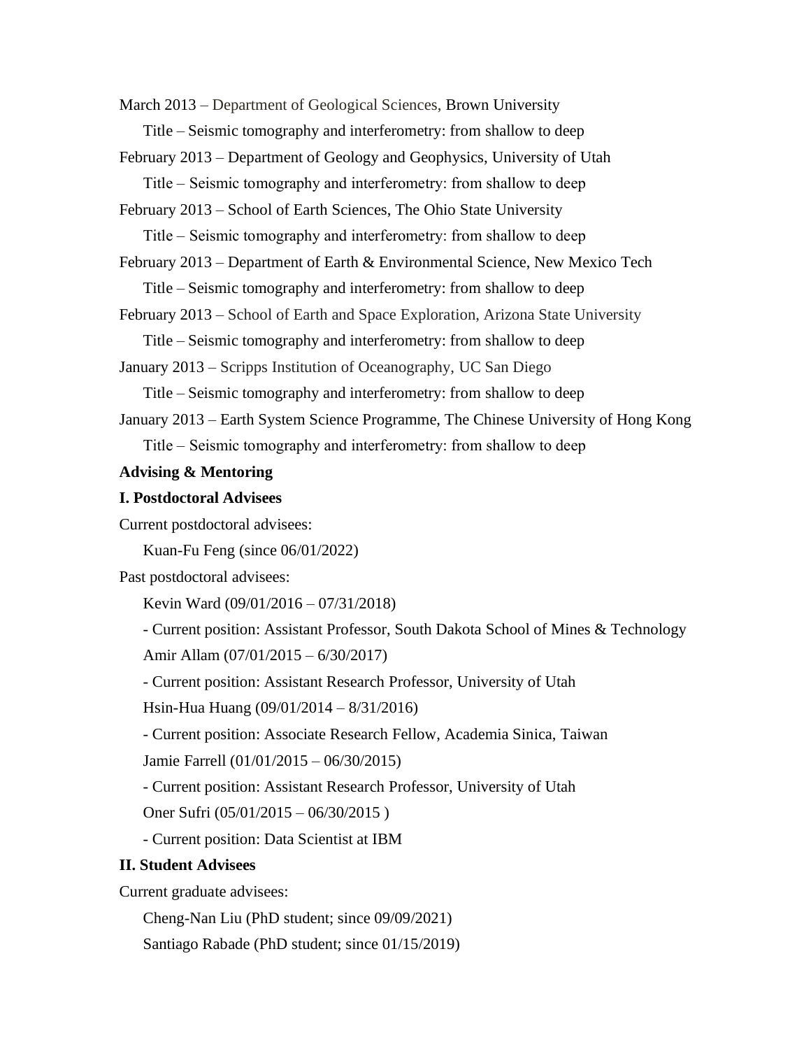March 2013 – Department of Geological Sciences, Brown University

Title – Seismic tomography and interferometry: from shallow to deep

February 2013 – Department of Geology and Geophysics, University of Utah

Title – Seismic tomography and interferometry: from shallow to deep

February 2013 – School of Earth Sciences, The Ohio State University

Title – Seismic tomography and interferometry: from shallow to deep

February 2013 – Department of Earth & Environmental Science, New Mexico Tech

Title – Seismic tomography and interferometry: from shallow to deep

February 2013 – School of Earth and Space Exploration, Arizona State University

Title – Seismic tomography and interferometry: from shallow to deep

January 2013 – Scripps Institution of Oceanography, UC San Diego

Title – Seismic tomography and interferometry: from shallow to deep

January 2013 – Earth System Science Programme, The Chinese University of Hong Kong

Title – Seismic tomography and interferometry: from shallow to deep

**Advising & Mentoring**

**I. Postdoctoral Advisees**

Current postdoctoral advisees:

Kuan-Fu Feng (since 06/01/2022)

Past postdoctoral advisees:

Kevin Ward (09/01/2016 – 07/31/2018)

- Current position: Assistant Professor, South Dakota School of Mines & Technology

Amir Allam (07/01/2015 – 6/30/2017)

- Current position: Assistant Research Professor, University of Utah

Hsin-Hua Huang (09/01/2014 – 8/31/2016)

- Current position: Associate Research Fellow, Academia Sinica, Taiwan

Jamie Farrell (01/01/2015 – 06/30/2015)

- Current position: Assistant Research Professor, University of Utah

Oner Sufri (05/01/2015 – 06/30/2015 )

- Current position: Data Scientist at IBM

**II. Student Advisees**

Current graduate advisees:

Cheng-Nan Liu (PhD student; since 09/09/2021)

Santiago Rabade (PhD student; since 01/15/2019)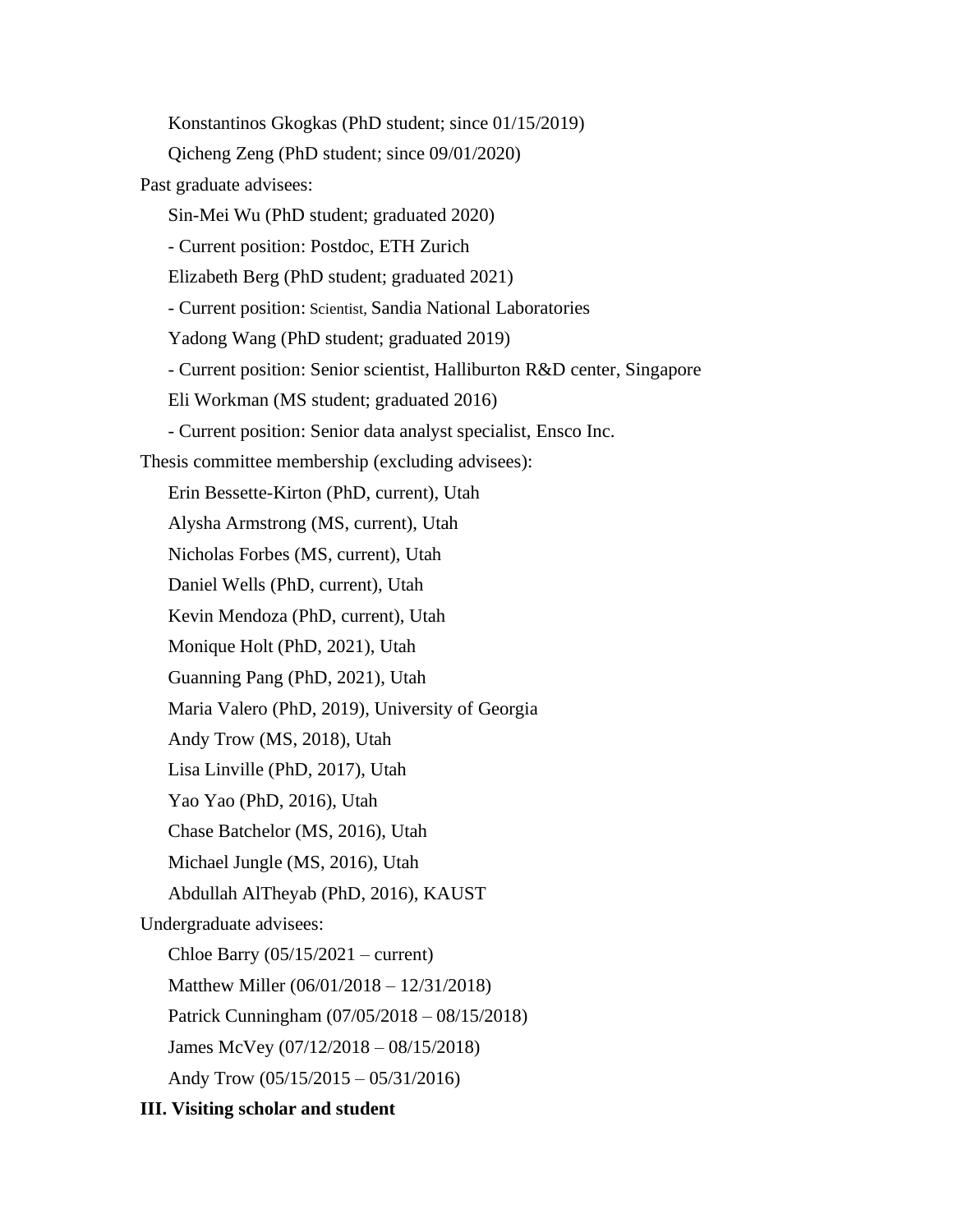Konstantinos Gkogkas (PhD student; since 01/15/2019)

Qicheng Zeng (PhD student; since 09/01/2020)

Past graduate advisees:

Sin-Mei Wu (PhD student; graduated 2020)

- Current position: Postdoc, ETH Zurich

Elizabeth Berg (PhD student; graduated 2021)

- Current position: Scientist, Sandia National Laboratories

Yadong Wang (PhD student; graduated 2019)

- Current position: Senior scientist, Halliburton R&D center, Singapore

Eli Workman (MS student; graduated 2016)

- Current position: Senior data analyst specialist, Ensco Inc.

Thesis committee membership (excluding advisees):

Erin Bessette-Kirton (PhD, current), Utah

Alysha Armstrong (MS, current), Utah

Nicholas Forbes (MS, current), Utah

Daniel Wells (PhD, current), Utah

Kevin Mendoza (PhD, current), Utah

Monique Holt (PhD, 2021), Utah

Guanning Pang (PhD, 2021), Utah

Maria Valero (PhD, 2019), University of Georgia

Andy Trow (MS, 2018), Utah

Lisa Linville (PhD, 2017), Utah

Yao Yao (PhD, 2016), Utah

Chase Batchelor (MS, 2016), Utah

Michael Jungle (MS, 2016), Utah

Abdullah AlTheyab (PhD, 2016), KAUST

Undergraduate advisees:

Chloe Barry (05/15/2021 – current)

Matthew Miller (06/01/2018 – 12/31/2018)

Patrick Cunningham (07/05/2018 – 08/15/2018)

James McVey (07/12/2018 – 08/15/2018)

Andy Trow (05/15/2015 – 05/31/2016)

**III. Visiting scholar and student**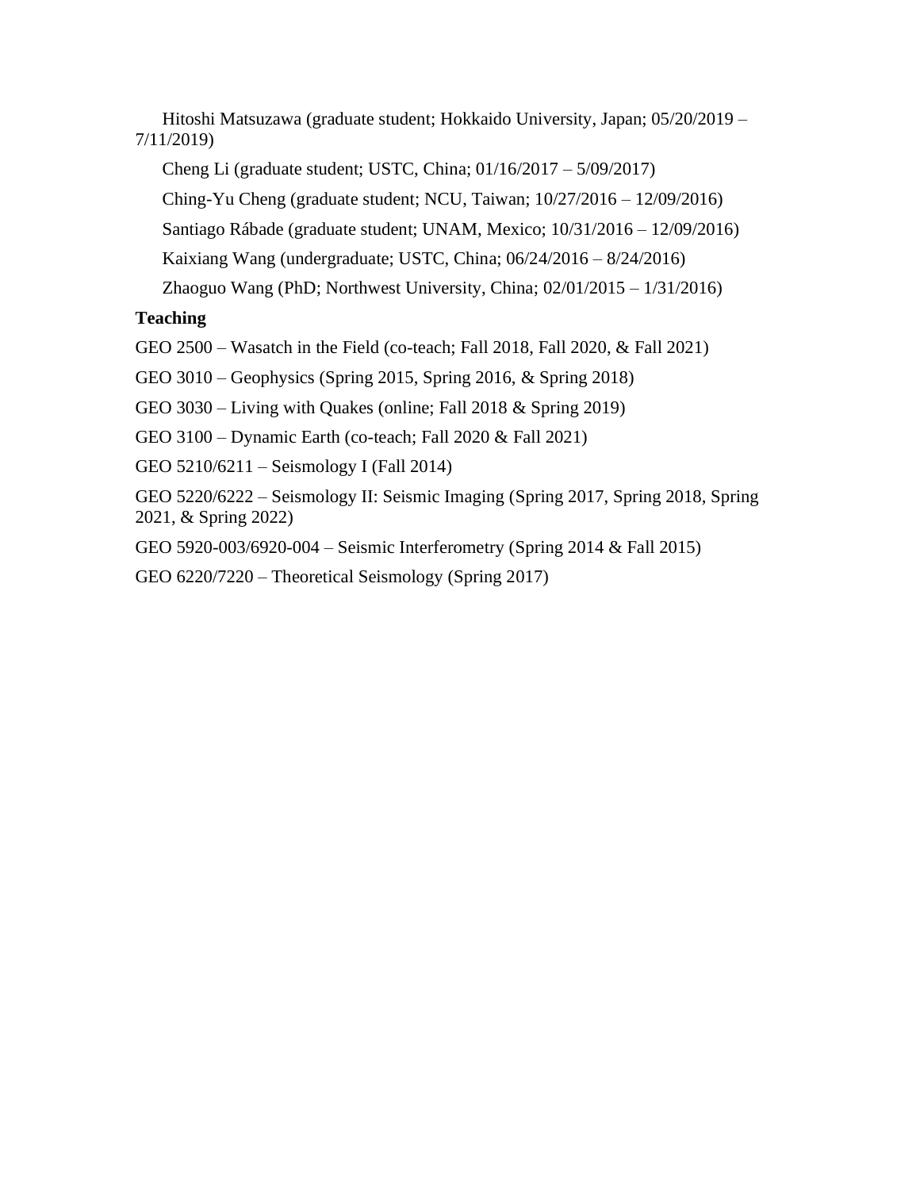Hitoshi Matsuzawa (graduate student; Hokkaido University, Japan; 05/20/2019 – 7/11/2019)

Cheng Li (graduate student; USTC, China; 01/16/2017 – 5/09/2017)

Ching-Yu Cheng (graduate student; NCU, Taiwan; 10/27/2016 – 12/09/2016)

Santiago Rábade (graduate student; UNAM, Mexico; 10/31/2016 – 12/09/2016)

Kaixiang Wang (undergraduate; USTC, China; 06/24/2016 – 8/24/2016)

Zhaoguo Wang (PhD; Northwest University, China; 02/01/2015 – 1/31/2016)

**Teaching**

GEO 2500 – Wasatch in the Field (co-teach; Fall 2018, Fall 2020, & Fall 2021)

GEO 3010 – Geophysics (Spring 2015, Spring 2016, & Spring 2018)

GEO 3030 – Living with Quakes (online; Fall 2018 & Spring 2019)

GEO 3100 – Dynamic Earth (co-teach; Fall 2020 & Fall 2021)

GEO 5210/6211 – Seismology I (Fall 2014)

GEO 5220/6222 – Seismology II: Seismic Imaging (Spring 2017, Spring 2018, Spring 2021, & Spring 2022)

GEO 5920-003/6920-004 – Seismic Interferometry (Spring 2014 & Fall 2015)

GEO 6220/7220 – Theoretical Seismology (Spring 2017)